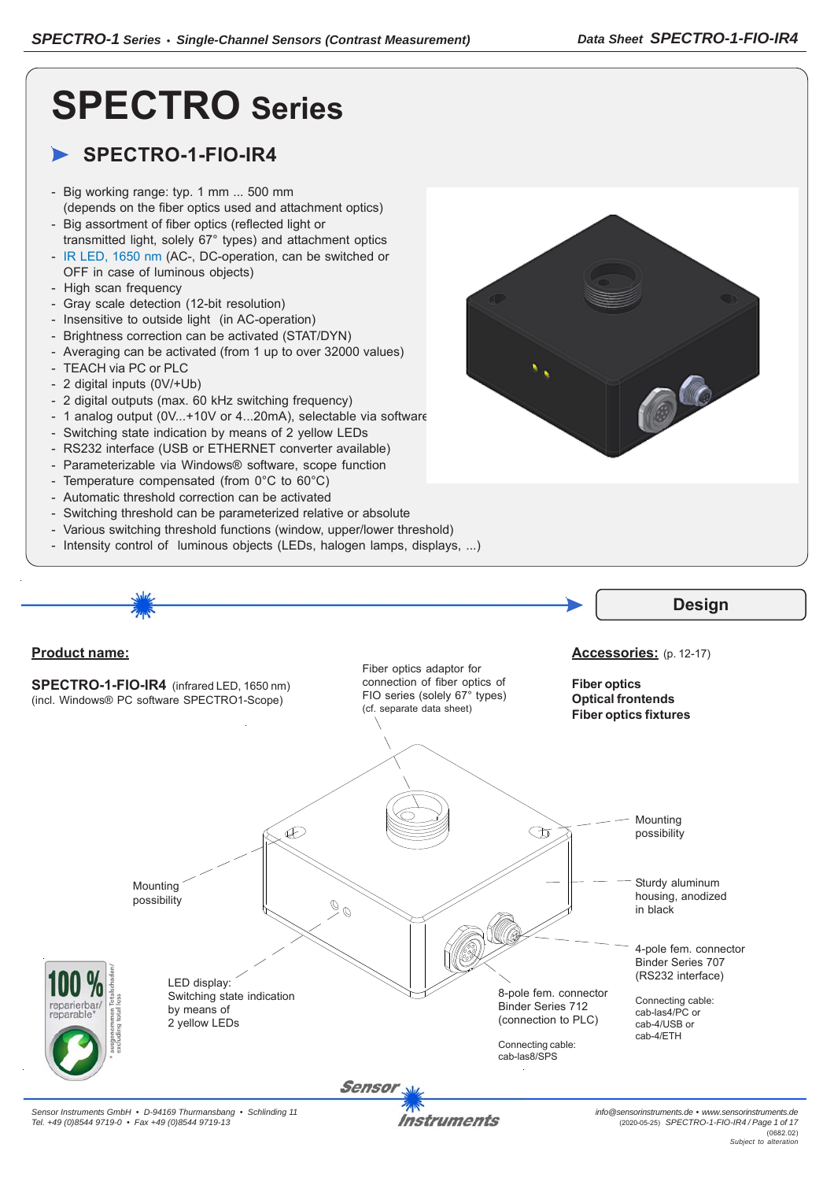# SPECTRO Series

## SPECTRO-1-FIO-IR4

- Big working range: typ. 1 mm ... 500 mm (depends on the fiber optics used and attachment optics)
- Big assortment of fiber optics (reflected light or transmitted light, solely 67° types) and attachment optics
- IR LED, 1650 nm (AC-, DC-operation, can be switched or OFF in case of luminous objects)
- High scan frequency
- Gray scale detection (12-bit resolution)
- Insensitive to outside light (in AC-operation)
- Brightness correction can be activated (STAT/DYN)
- Averaging can be activated (from 1 up to over 32000 values)
- TEACH via PC or PLC
- 2 digital inputs (0V/+Ub)
- 2 digital outputs (max. 60 kHz switching frequency)
- 1 analog output (0V...+10V or 4...20mA), selectable via software
- Switching state indication by means of 2 yellow LEDs
- RS232 interface (USB or ETHERNET converter available)
- Parameterizable via Windows® software, scope function
- Temperature compensated (from 0°C to 60°C)
- Automatic threshold correction can be activated
- Switching threshold can be parameterized relative or absolute
- Various switching threshold functions (window, upper/lower threshold)
- Intensity control of luminous objects (LEDs, halogen lamps, displays, ...)

## Design

**Product name:**

**SPECTRO-1-FIO-IR4** (infrared LED, 1650 nm)
(incl. Windows® PC software SPECTRO1-Scope)

**Accessories:** (p. 12-17)

**Fiber optics**
**Optical frontends**
**Fiber optics fixtures**

Fiber optics adaptor for connection of fiber optics of FIO series (solely 67° types) (cf. separate data sheet)

Mounting possibility

Mounting possibility

Sturdy aluminum housing, anodized in black

4-pole fem. connector Binder Series 707 (RS232 interface)

Connecting cable:
cab-las4/PC or
cab-4/USB or
cab-4/ETH

8-pole fem. connector Binder Series 712 (connection to PLC)

Connecting cable:
cab-las8/SPS

LED display:
Switching state indication by means of 2 yellow LEDs

100 % reparierbar/ reparable*

* ausgenommen Totalschaden/ excluding total loss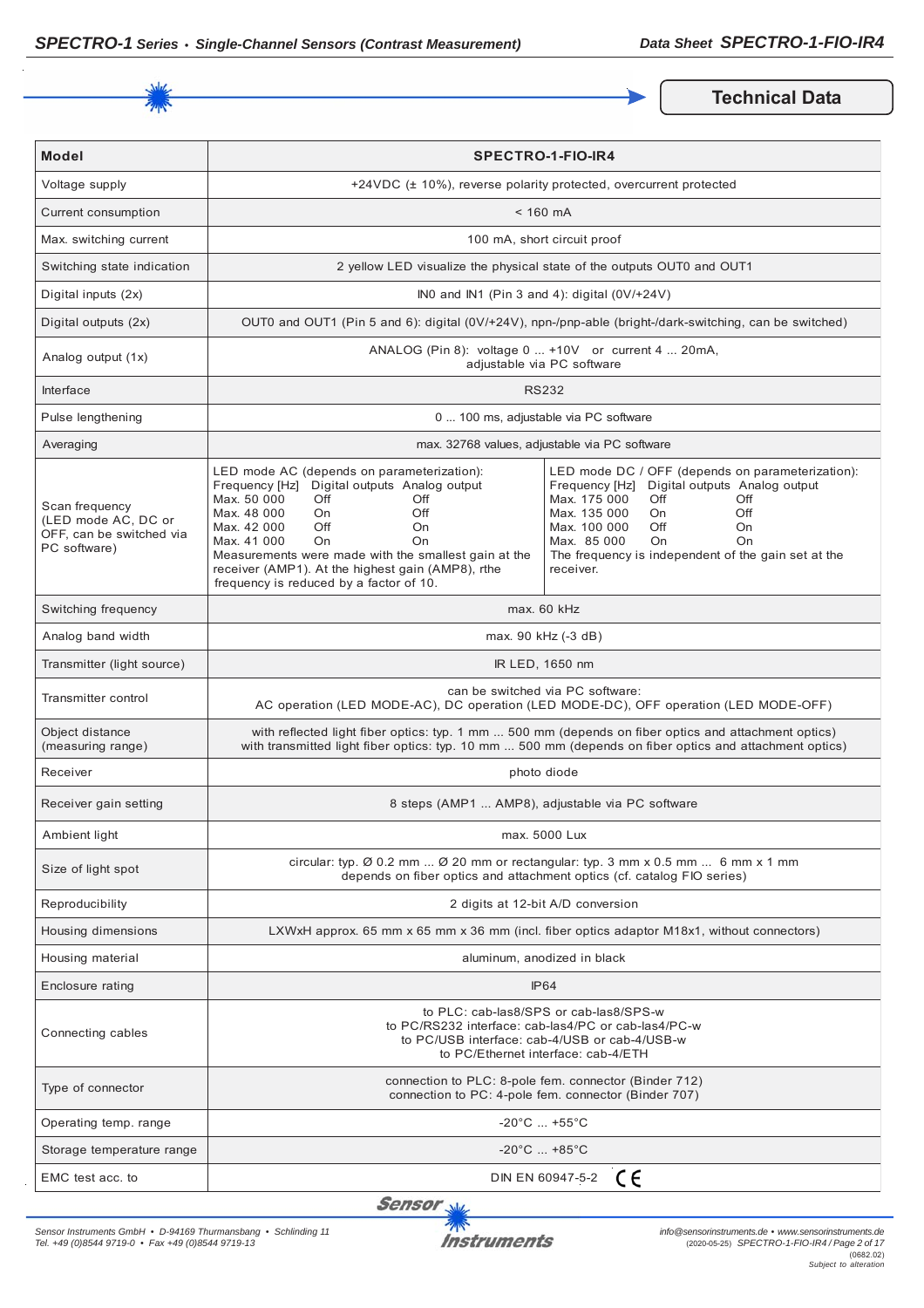## Technical Data

| Model | SPECTRO-1-FIO-IR4 |
|---|---|
| Voltage supply | +24VDC (± 10%), reverse polarity protected, overcurrent protected |
| Current consumption | < 160 mA |
| Max. switching current | 100 mA, short circuit proof |
| Switching state indication | 2 yellow LED visualize the physical state of the outputs OUT0 and OUT1 |
| Digital inputs (2x) | IN0 and IN1 (Pin 3 and 4): digital (0V/+24V) |
| Digital outputs (2x) | OUT0 and OUT1 (Pin 5 and 6): digital (0V/+24V), npn-/pnp-able (bright-/dark-switching, can be switched) |
| Analog output (1x) | ANALOG (Pin 8): voltage 0 ... +10V or current 4 ... 20mA, adjustable via PC software |
| Interface | RS232 |
| Pulse lengthening | 0 ... 100 ms, adjustable via PC software |
| Averaging | max. 32768 values, adjustable via PC software |
| Scan frequency (LED mode AC, DC or OFF, can be switched via PC software) | LED mode AC (depends on parameterization):<br>Frequency [Hz] / Digital outputs / Analog output<br>Max. 50 000 / Off / Off<br>Max. 48 000 / On / Off<br>Max. 42 000 / Off / On<br>Max. 41 000 / On / On<br>Measurements were made with the smallest gain at the receiver (AMP1). At the highest gain (AMP8), rthe frequency is reduced by a factor of 10.<br><br>LED mode DC / OFF (depends on parameterization):<br>Frequency [Hz] / Digital outputs / Analog output<br>Max. 175 000 / Off / Off<br>Max. 135 000 / On / Off<br>Max. 100 000 / Off / On<br>Max. 85 000 / On / On<br>The frequency is independent of the gain set at the receiver. |
| Switching frequency | max. 60 kHz |
| Analog band width | max. 90 kHz (-3 dB) |
| Transmitter (light source) | IR LED, 1650 nm |
| Transmitter control | can be switched via PC software:<br>AC operation (LED MODE-AC), DC operation (LED MODE-DC), OFF operation (LED MODE-OFF) |
| Object distance (measuring range) | with reflected light fiber optics: typ. 1 mm ... 500 mm (depends on fiber optics and attachment optics)<br>with transmitted light fiber optics: typ. 10 mm ... 500 mm (depends on fiber optics and attachment optics) |
| Receiver | photo diode |
| Receiver gain setting | 8 steps (AMP1 ... AMP8), adjustable via PC software |
| Ambient light | max. 5000 Lux |
| Size of light spot | circular: typ. Ø 0.2 mm ... Ø 20 mm or rectangular: typ. 3 mm x 0.5 mm ... 6 mm x 1 mm<br>depends on fiber optics and attachment optics (cf. catalog FIO series) |
| Reproducibility | 2 digits at 12-bit A/D conversion |
| Housing dimensions | LXWxH approx. 65 mm x 65 mm x 36 mm (incl. fiber optics adaptor M18x1, without connectors) |
| Housing material | aluminum, anodized in black |
| Enclosure rating | IP64 |
| Connecting cables | to PLC: cab-las8/SPS or cab-las8/SPS-w<br>to PC/RS232 interface: cab-las4/PC or cab-las4/PC-w<br>to PC/USB interface: cab-4/USB or cab-4/USB-w<br>to PC/Ethernet interface: cab-4/ETH |
| Type of connector | connection to PLC: 8-pole fem. connector (Binder 712)<br>connection to PC: 4-pole fem. connector (Binder 707) |
| Operating temp. range | -20°C ... +55°C |
| Storage temperature range | -20°C ... +85°C |
| EMC test acc. to | DIN EN 60947-5-2 CE |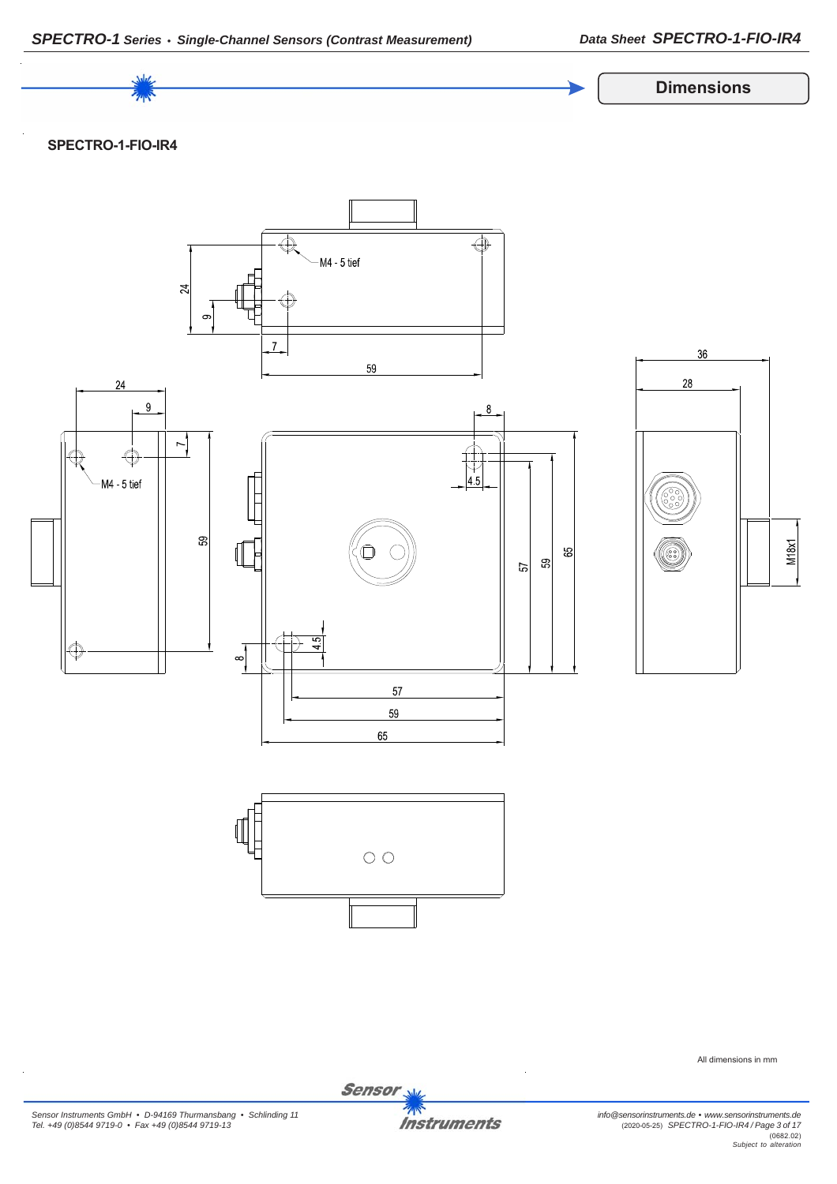## Dimensions

### SPECTRO-1-FIO-IR4

M4 - 5 tief

M4 - 5 tief

24

9

7

59

36

28

24

9

7

59

8

4.5

57

59

65

M18x1

4.5

8

57

59

65

All dimensions in mm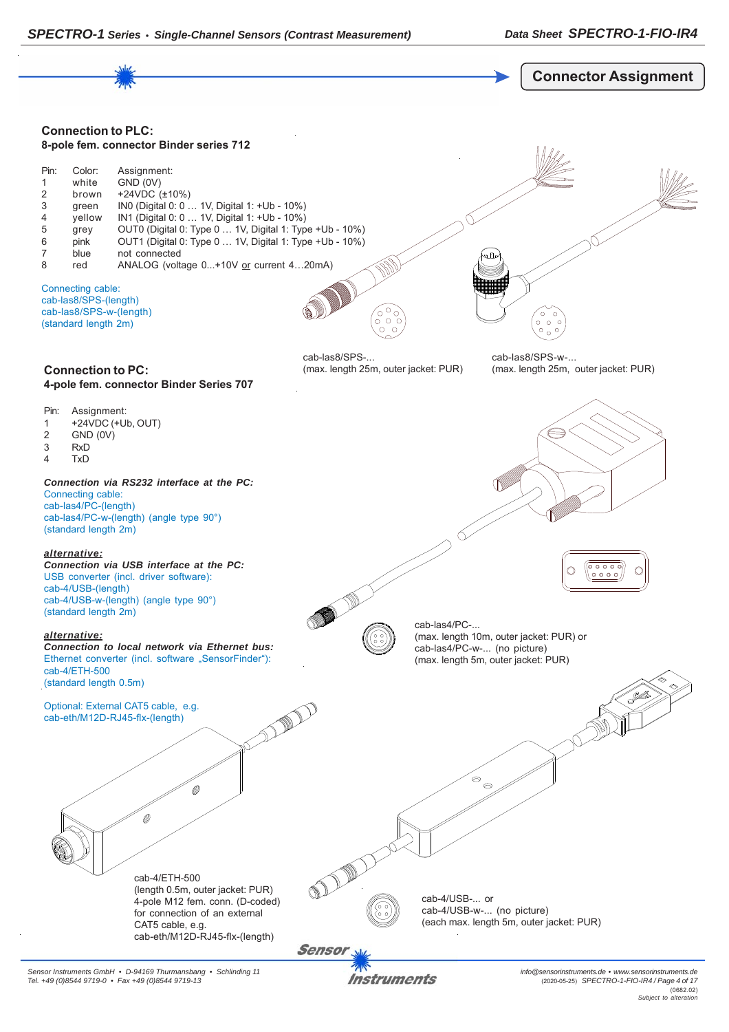## Connector Assignment

### Connection to PLC:

**8-pole fem. connector Binder series 712**

| Pin: | Color: | Assignment: |
|---|---|---|
| 1 | white | GND (0V) |
| 2 | brown | +24VDC (±10%) |
| 3 | green | IN0 (Digital 0: 0 … 1V, Digital 1: +Ub - 10%) |
| 4 | yellow | IN1 (Digital 0: 0 … 1V, Digital 1: +Ub - 10%) |
| 5 | grey | OUT0 (Digital 0: Type 0 … 1V, Digital 1: Type +Ub - 10%) |
| 6 | pink | OUT1 (Digital 0: Type 0 … 1V, Digital 1: Type +Ub - 10%) |
| 7 | blue | not connected |
| 8 | red | ANALOG (voltage 0...+10V or current 4…20mA) |

Connecting cable:
cab-las8/SPS-(length)
cab-las8/SPS-w-(length)
(standard length 2m)

cab-las8/SPS-...
(max. length 25m, outer jacket: PUR)

cab-las8/SPS-w-...
(max. length 25m, outer jacket: PUR)

### Connection to PC:

**4-pole fem. connector Binder Series 707**

| Pin: | Assignment: |
|---|---|
| 1 | +24VDC (+Ub, OUT) |
| 2 | GND (0V) |
| 3 | RxD |
| 4 | TxD |

***Connection via RS232 interface at the PC:***
Connecting cable:
cab-las4/PC-(length)
cab-las4/PC-w-(length) (angle type 90°)
(standard length 2m)

cab-las4/PC-...
(max. length 10m, outer jacket: PUR) or
cab-las4/PC-w-... (no picture)
(max. length 5m, outer jacket: PUR)

***alternative:***
***Connection via USB interface at the PC:***
USB converter (incl. driver software):
cab-4/USB-(length)
cab-4/USB-w-(length) (angle type 90°)
(standard length 2m)

***alternative:***
***Connection to local network via Ethernet bus:***
Ethernet converter (incl. software „SensorFinder"):
cab-4/ETH-500
(standard length 0.5m)

Optional: External CAT5 cable, e.g.
cab-eth/M12D-RJ45-flx-(length)

cab-4/ETH-500
(length 0.5m, outer jacket: PUR)
4-pole M12 fem. conn. (D-coded)
for connection of an external
CAT5 cable, e.g.
cab-eth/M12D-RJ45-flx-(length)

cab-4/USB-... or
cab-4/USB-w-... (no picture)
(each max. length 5m, outer jacket: PUR)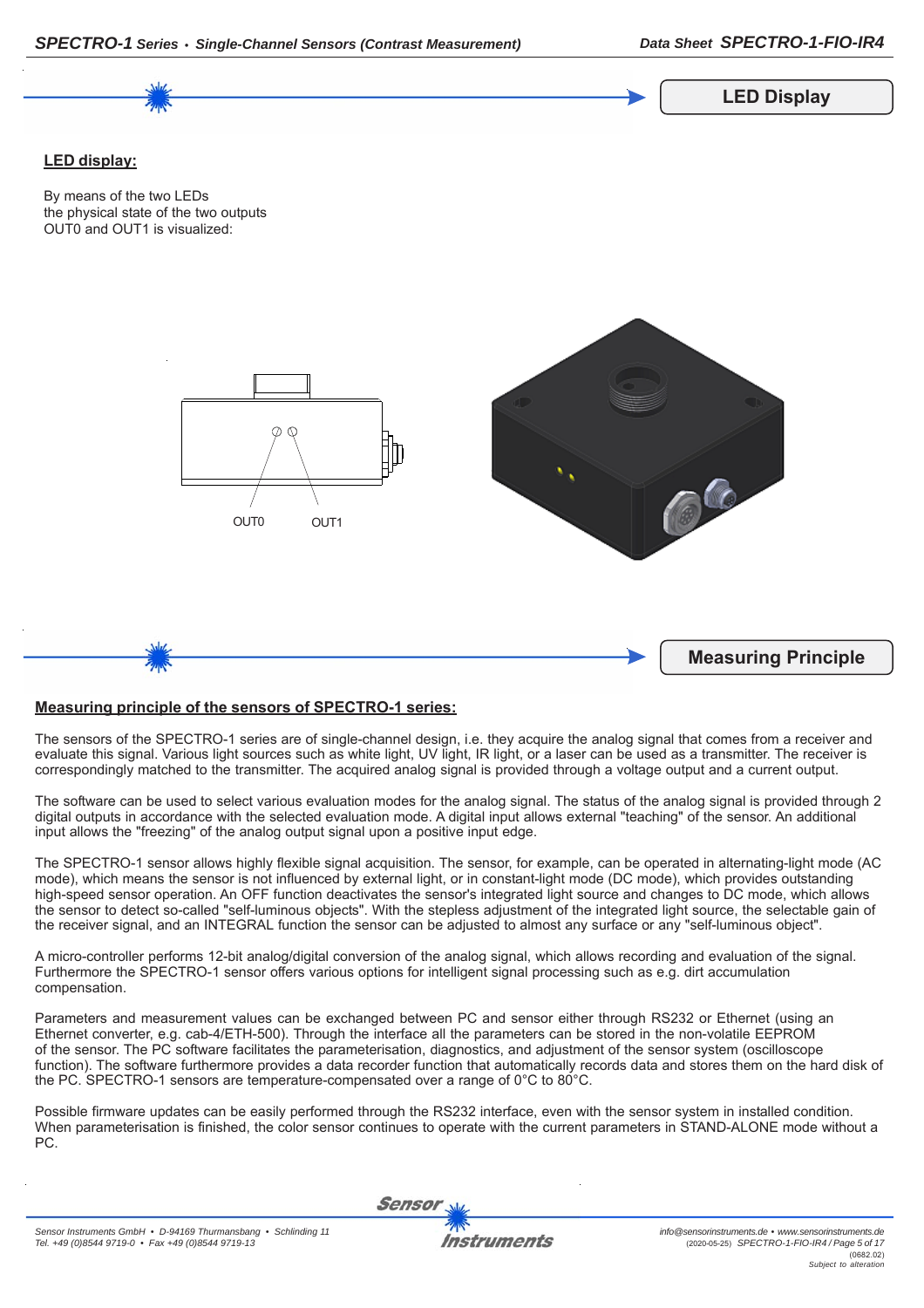## LED Display

**LED display:**

By means of the two LEDs
the physical state of the two outputs
OUT0 and OUT1 is visualized:

OUT0 OUT1

## Measuring Principle

**Measuring principle of the sensors of SPECTRO-1 series:**

The sensors of the SPECTRO-1 series are of single-channel design, i.e. they acquire the analog signal that comes from a receiver and evaluate this signal. Various light sources such as white light, UV light, IR light, or a laser can be used as a transmitter. The receiver is correspondingly matched to the transmitter. The acquired analog signal is provided through a voltage output and a current output.

The software can be used to select various evaluation modes for the analog signal. The status of the analog signal is provided through 2 digital outputs in accordance with the selected evaluation mode. A digital input allows external "teaching" of the sensor. An additional input allows the "freezing" of the analog output signal upon a positive input edge.

The SPECTRO-1 sensor allows highly flexible signal acquisition. The sensor, for example, can be operated in alternating-light mode (AC mode), which means the sensor is not influenced by external light, or in constant-light mode (DC mode), which provides outstanding high-speed sensor operation. An OFF function deactivates the sensor's integrated light source and changes to DC mode, which allows the sensor to detect so-called "self-luminous objects". With the stepless adjustment of the integrated light source, the selectable gain of the receiver signal, and an INTEGRAL function the sensor can be adjusted to almost any surface or any "self-luminous object".

A micro-controller performs 12-bit analog/digital conversion of the analog signal, which allows recording and evaluation of the signal. Furthermore the SPECTRO-1 sensor offers various options for intelligent signal processing such as e.g. dirt accumulation compensation.

Parameters and measurement values can be exchanged between PC and sensor either through RS232 or Ethernet (using an Ethernet converter, e.g. cab-4/ETH-500). Through the interface all the parameters can be stored in the non-volatile EEPROM of the sensor. The PC software facilitates the parameterisation, diagnostics, and adjustment of the sensor system (oscilloscope function). The software furthermore provides a data recorder function that automatically records data and stores them on the hard disk of the PC. SPECTRO-1 sensors are temperature-compensated over a range of 0°C to 80°C.

Possible firmware updates can be easily performed through the RS232 interface, even with the sensor system in installed condition. When parameterisation is finished, the color sensor continues to operate with the current parameters in STAND-ALONE mode without a PC.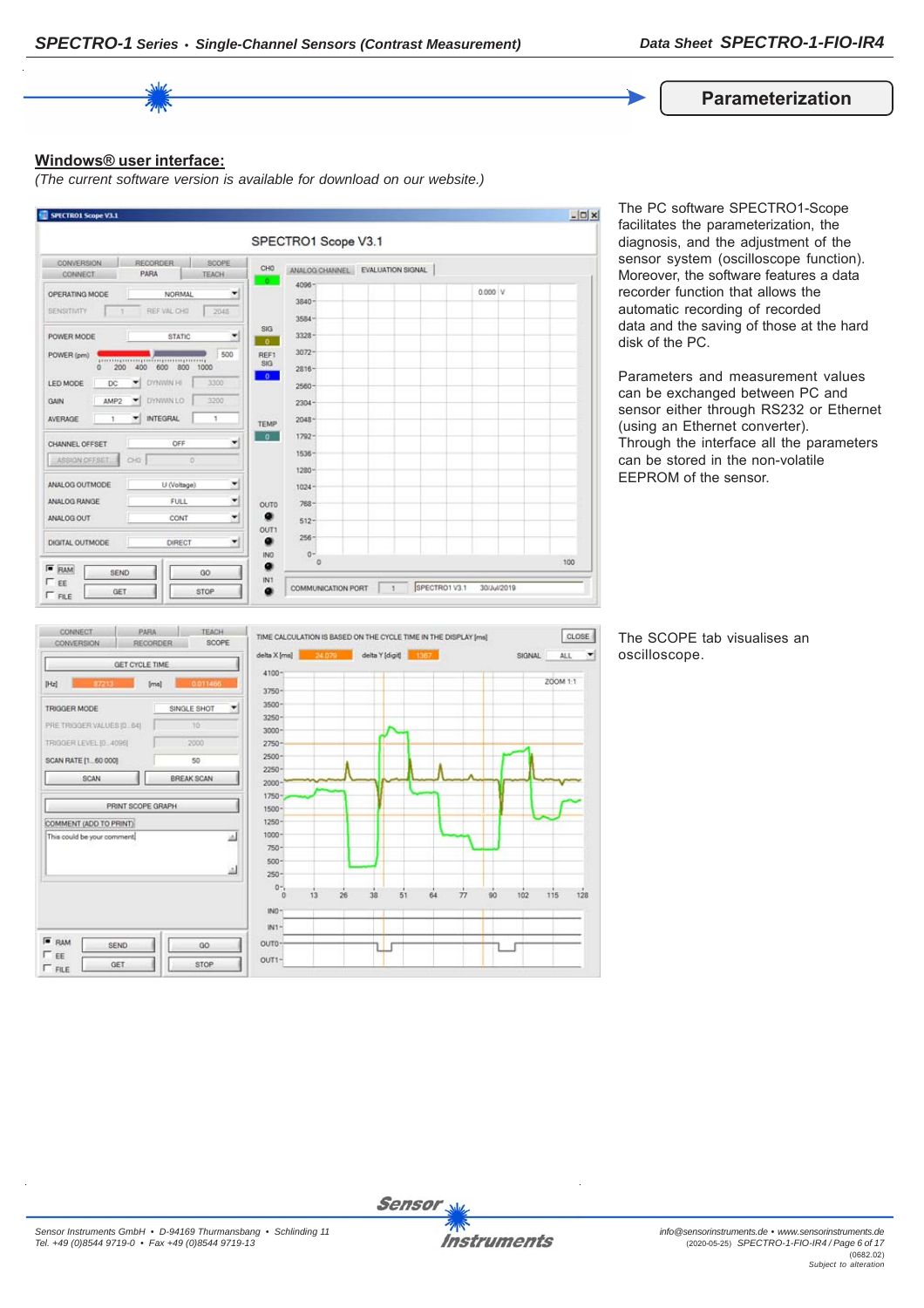## Parameterization

**Windows® user interface:**

*(The current software version is available for download on our website.)*

The PC software SPECTRO1-Scope facilitates the parameterization, the diagnosis, and the adjustment of the sensor system (oscilloscope function). Moreover, the software features a data recorder function that allows the automatic recording of recorded data and the saving of those at the hard disk of the PC.

Parameters and measurement values can be exchanged between PC and sensor either through RS232 or Ethernet (using an Ethernet converter). Through the interface all the parameters can be stored in the non-volatile EEPROM of the sensor.

The SCOPE tab visualises an oscilloscope.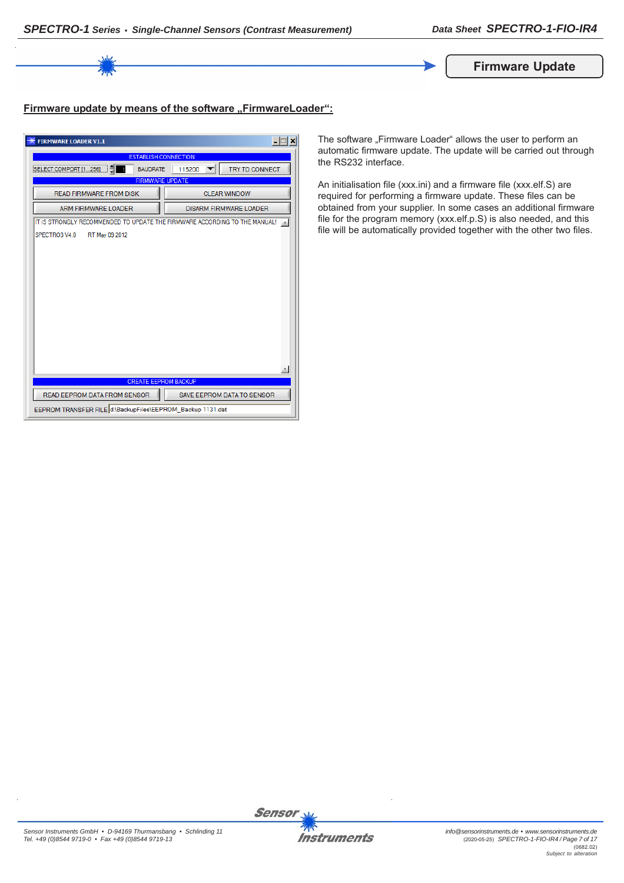## Firmware Update

**Firmware update by means of the software „FirmwareLoader":**

The software „Firmware Loader" allows the user to perform an automatic firmware update. The update will be carried out through the RS232 interface.

An initialisation file (xxx.ini) and a firmware file (xxx.elf.S) are required for performing a firmware update. These files can be obtained from your supplier. In some cases an additional firmware file for the program memory (xxx.elf.p.S) is also needed, and this file will be automatically provided together with the other two files.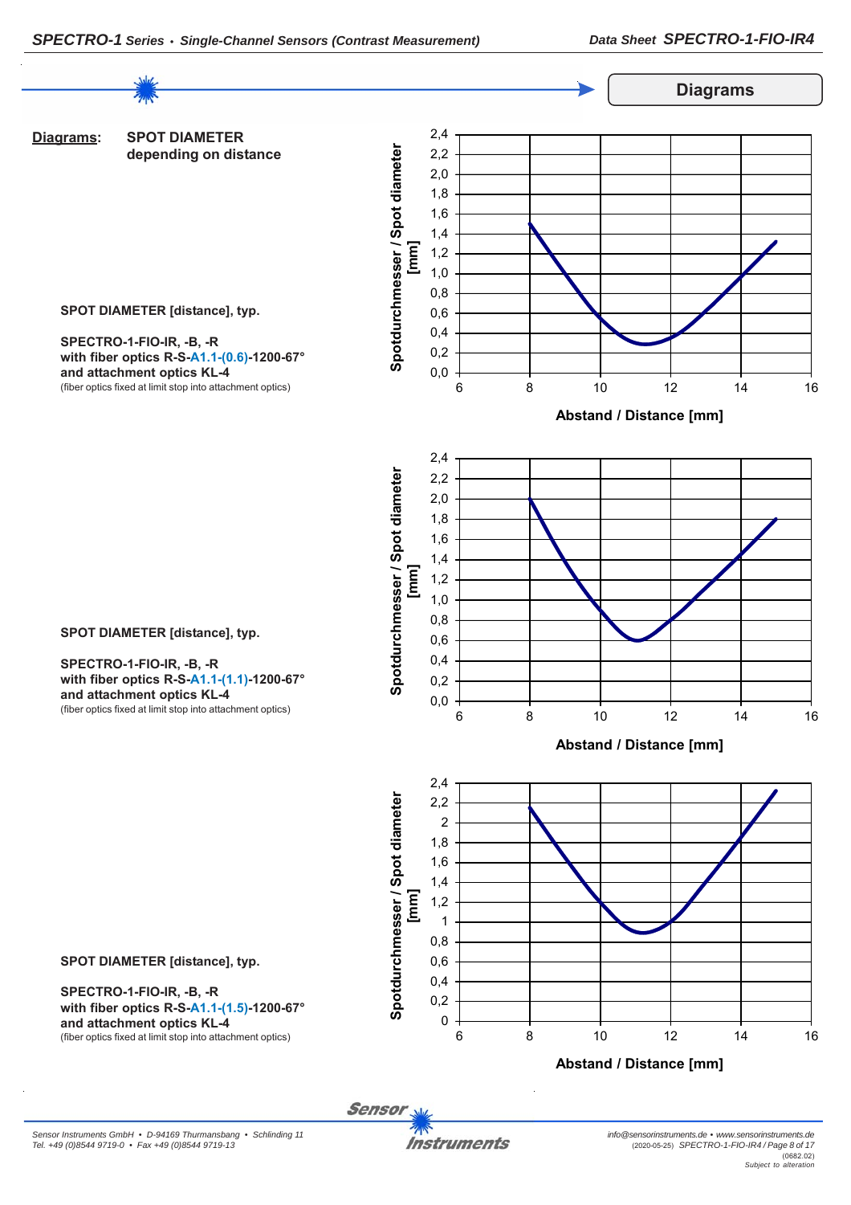## Diagrams

**Diagrams:** **SPOT DIAMETER depending on distance**

**SPOT DIAMETER [distance], typ.**

**SPECTRO-1-FIO-IR, -B, -R**
**with fiber optics R-S-A1.1-(0.6)-1200-67°**
**and attachment optics KL-4**
(fiber optics fixed at limit stop into attachment optics)

Spotdurchmesser / Spot diameter [mm]

Abstand / Distance [mm]

**SPOT DIAMETER [distance], typ.**

**SPECTRO-1-FIO-IR, -B, -R**
**with fiber optics R-S-A1.1-(1.1)-1200-67°**
**and attachment optics KL-4**
(fiber optics fixed at limit stop into attachment optics)

Spotdurchmesser / Spot diameter [mm]

Abstand / Distance [mm]

**SPOT DIAMETER [distance], typ.**

**SPECTRO-1-FIO-IR, -B, -R**
**with fiber optics R-S-A1.1-(1.5)-1200-67°**
**and attachment optics KL-4**
(fiber optics fixed at limit stop into attachment optics)

Spotdurchmesser / Spot diameter [mm]

Abstand / Distance [mm]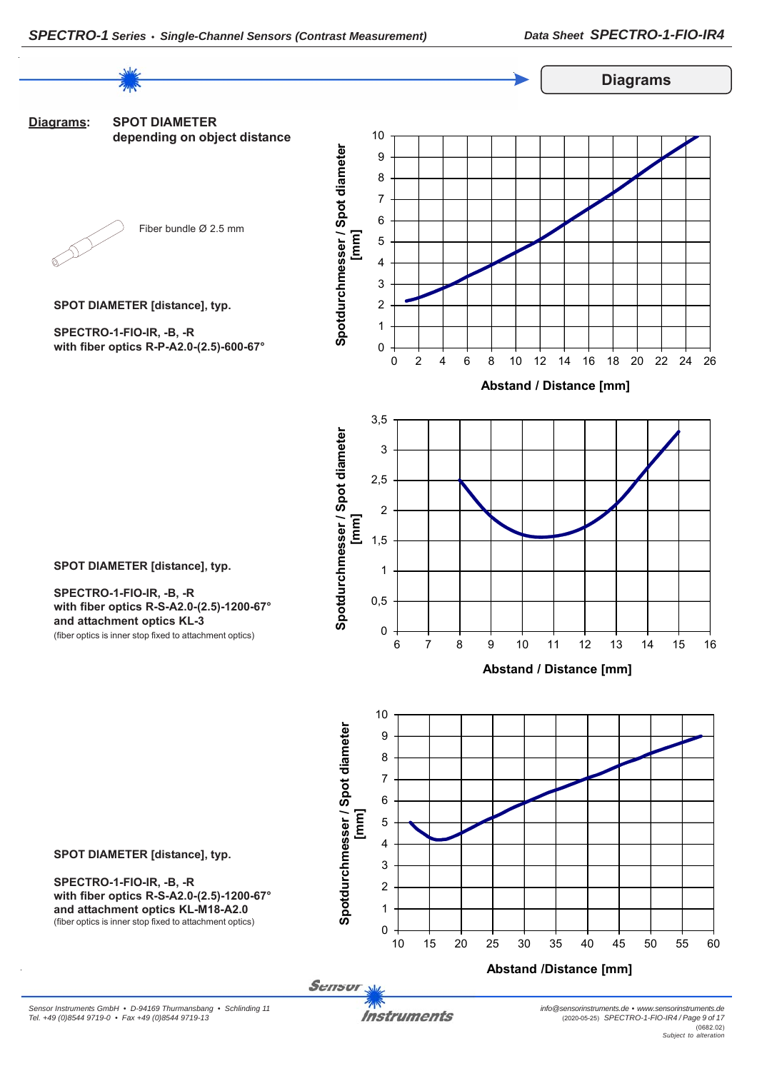## Diagrams

**Diagrams:** **SPOT DIAMETER depending on object distance**

Fiber bundle Ø 2.5 mm

**SPOT DIAMETER [distance], typ.**

**SPECTRO-1-FIO-IR, -B, -R**
**with fiber optics R-P-A2.0-(2.5)-600-67°**

Spotdurchmesser / Spot diameter [mm]

Abstand / Distance [mm]

**SPOT DIAMETER [distance], typ.**

**SPECTRO-1-FIO-IR, -B, -R**
**with fiber optics R-S-A2.0-(2.5)-1200-67°**
**and attachment optics KL-3**
(fiber optics is inner stop fixed to attachment optics)

Spotdurchmesser / Spot diameter [mm]

Abstand / Distance [mm]

**SPOT DIAMETER [distance], typ.**

**SPECTRO-1-FIO-IR, -B, -R**
**with fiber optics R-S-A2.0-(2.5)-1200-67°**
**and attachment optics KL-M18-A2.0**
(fiber optics is inner stop fixed to attachment optics)

Spotdurchmesser / Spot diameter [mm]

Abstand /Distance [mm]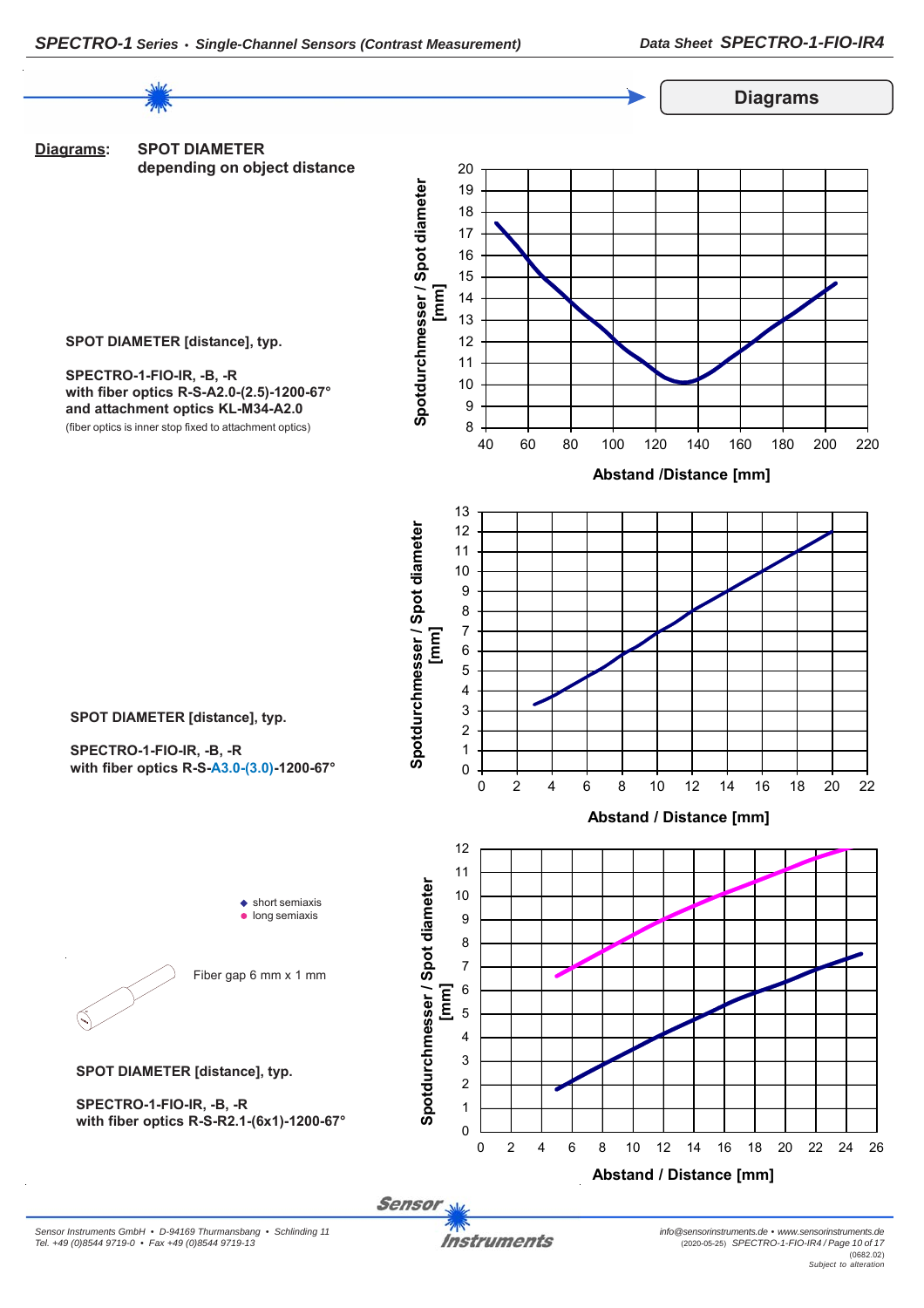## Diagrams

**Diagrams:** **SPOT DIAMETER depending on object distance**

**SPOT DIAMETER [distance], typ.**

**SPECTRO-1-FIO-IR, -B, -R**
**with fiber optics R-S-A2.0-(2.5)-1200-67°**
**and attachment optics KL-M34-A2.0**
(fiber optics is inner stop fixed to attachment optics)

Spotdurchmesser / Spot diameter [mm]

Abstand /Distance [mm]

**SPOT DIAMETER [distance], typ.**

**SPECTRO-1-FIO-IR, -B, -R**
**with fiber optics R-S-A3.0-(3.0)-1200-67°**

Spotdurchmesser / Spot diameter [mm]

Abstand / Distance [mm]

- short semiaxis
- long semiaxis

Fiber gap 6 mm x 1 mm

**SPOT DIAMETER [distance], typ.**

**SPECTRO-1-FIO-IR, -B, -R**
**with fiber optics R-S-R2.1-(6x1)-1200-67°**

Spotdurchmesser / Spot diameter [mm]

Abstand / Distance [mm]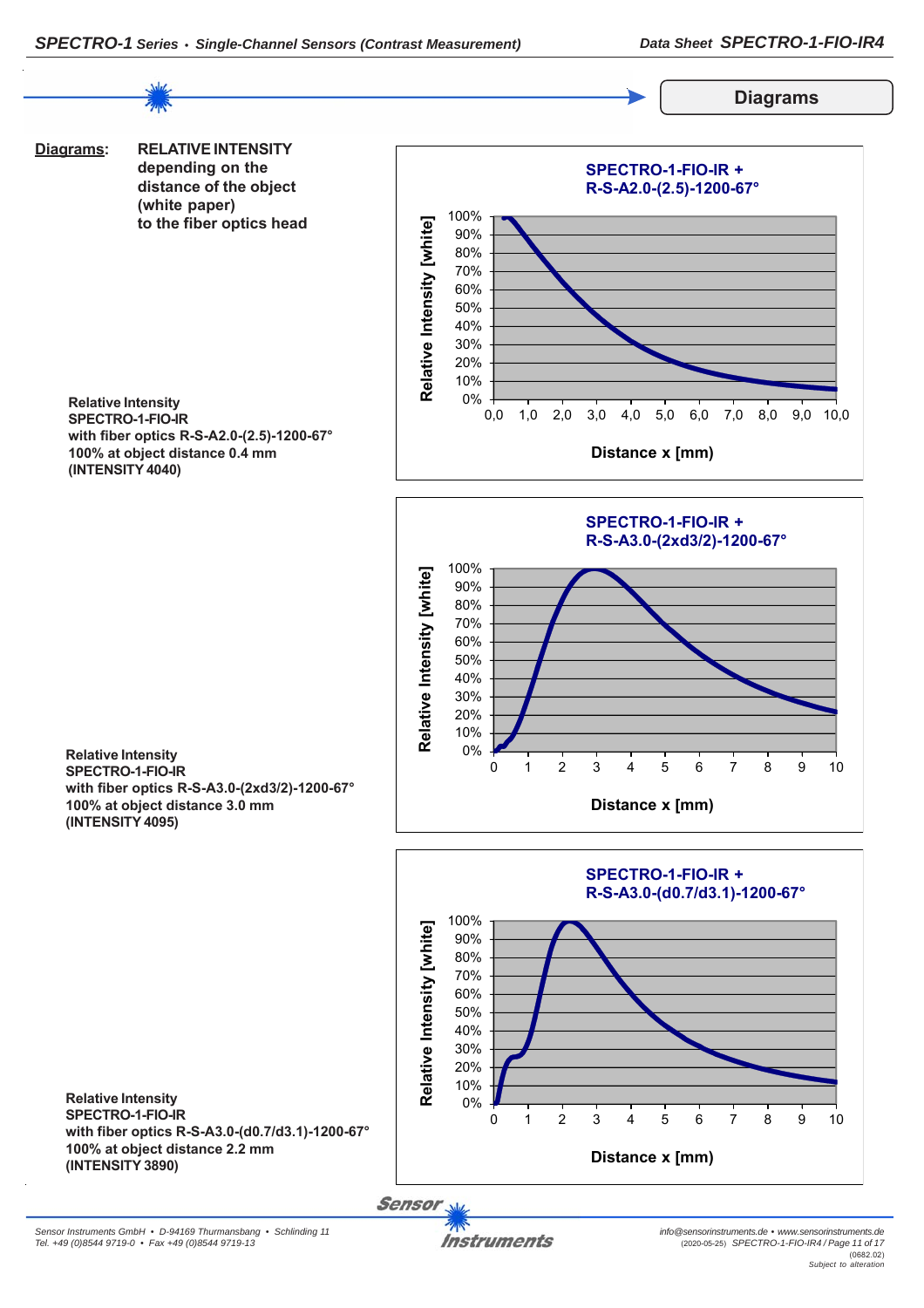## Diagrams

**Diagrams:** **RELATIVE INTENSITY depending on the distance of the object (white paper) to the fiber optics head**

**SPECTRO-1-FIO-IR + R-S-A2.0-(2.5)-1200-67°**

Relative Intensity [white]: 0% – 100%
Distance x [mm]: 0,0 – 10,0

**Relative Intensity SPECTRO-1-FIO-IR with fiber optics R-S-A2.0-(2.5)-1200-67° 100% at object distance 0.4 mm (INTENSITY 4040)**

**SPECTRO-1-FIO-IR + R-S-A3.0-(2xd3/2)-1200-67°**

Relative Intensity [white]: 0% – 100%
Distance x [mm]: 0 – 10

**Relative Intensity SPECTRO-1-FIO-IR with fiber optics R-S-A3.0-(2xd3/2)-1200-67° 100% at object distance 3.0 mm (INTENSITY 4095)**

**SPECTRO-1-FIO-IR + R-S-A3.0-(d0.7/d3.1)-1200-67°**

Relative Intensity [white]: 0% – 100%
Distance x [mm]: 0 – 10

**Relative Intensity SPECTRO-1-FIO-IR with fiber optics R-S-A3.0-(d0.7/d3.1)-1200-67° 100% at object distance 2.2 mm (INTENSITY 3890)**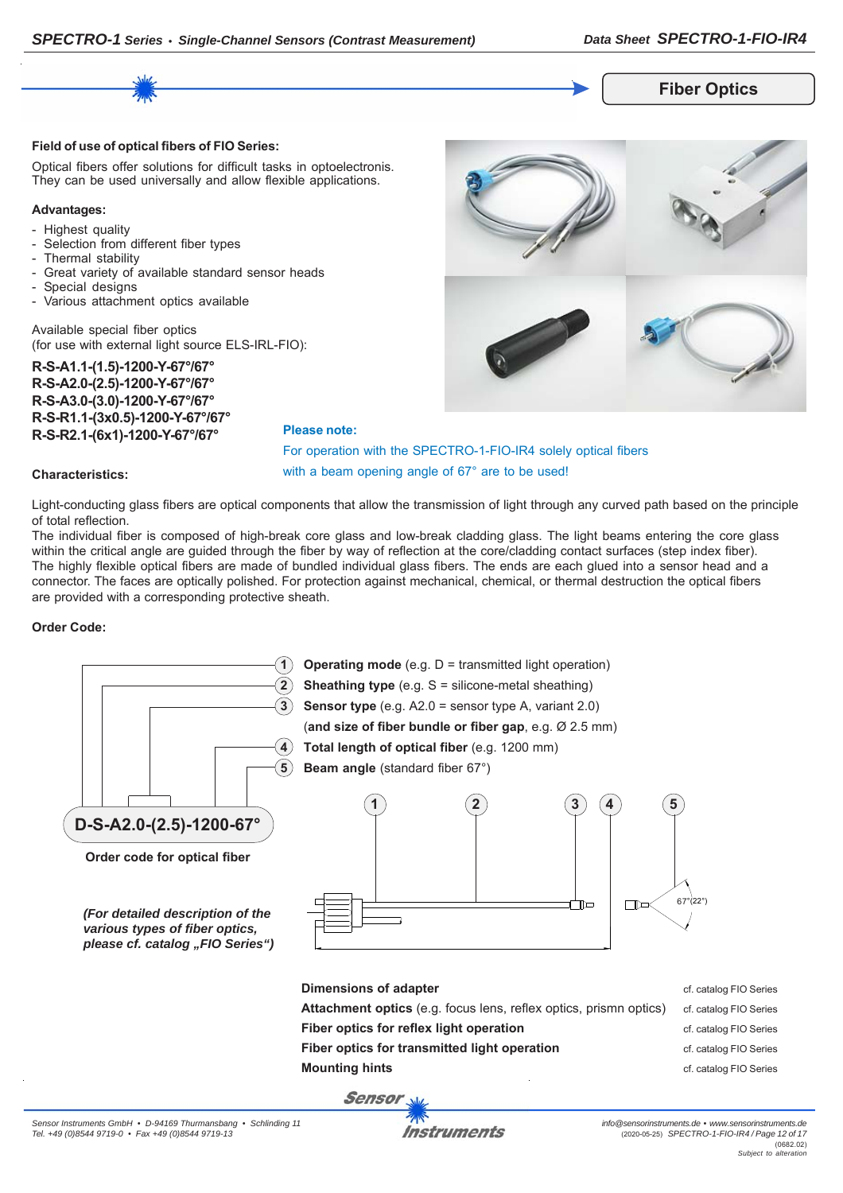## Fiber Optics

**Field of use of optical fibers of FIO Series:**

Optical fibers offer solutions for difficult tasks in optoelectronis. They can be used universally and allow flexible applications.

**Advantages:**

- Highest quality
- Selection from different fiber types
- Thermal stability
- Great variety of available standard sensor heads
- Special designs
- Various attachment optics available

Available special fiber optics (for use with external light source ELS-IRL-FIO):

**R-S-A1.1-(1.5)-1200-Y-67°/67°**
**R-S-A2.0-(2.5)-1200-Y-67°/67°**
**R-S-A3.0-(3.0)-1200-Y-67°/67°**
**R-S-R1.1-(3x0.5)-1200-Y-67°/67°**
**R-S-R2.1-(6x1)-1200-Y-67°/67°**

**Please note:**

For operation with the SPECTRO-1-FIO-IR4 solely optical fibers with a beam opening angle of 67° are to be used!

**Characteristics:**

Light-conducting glass fibers are optical components that allow the transmission of light through any curved path based on the principle of total reflection.
The individual fiber is composed of high-break core glass and low-break cladding glass. The light beams entering the core glass within the critical angle are guided through the fiber by way of reflection at the core/cladding contact surfaces (step index fiber).
The highly flexible optical fibers are made of bundled individual glass fibers. The ends are each glued into a sensor head and a connector. The faces are optically polished. For protection against mechanical, chemical, or thermal destruction the optical fibers are provided with a corresponding protective sheath.

**Order Code:**

1. **Operating mode** (e.g. D = transmitted light operation)
2. **Sheathing type** (e.g. S = silicone-metal sheathing)
3. **Sensor type** (e.g. A2.0 = sensor type A, variant 2.0) (**and size of fiber bundle or fiber gap**, e.g. Ø 2.5 mm)
4. **Total length of optical fiber** (e.g. 1200 mm)
5. **Beam angle** (standard fiber 67°)

**D-S-A2.0-(2.5)-1200-67°**

**Order code for optical fiber**

*(For detailed description of the various types of fiber optics, please cf. catalog „FIO Series“)*

67°(22°)

| | |
|---|---|
| **Dimensions of adapter** | cf. catalog FIO Series |
| **Attachment optics** (e.g. focus lens, reflex optics, prismn optics) | cf. catalog FIO Series |
| **Fiber optics for reflex light operation** | cf. catalog FIO Series |
| **Fiber optics for transmitted light operation** | cf. catalog FIO Series |
| **Mounting hints** | cf. catalog FIO Series |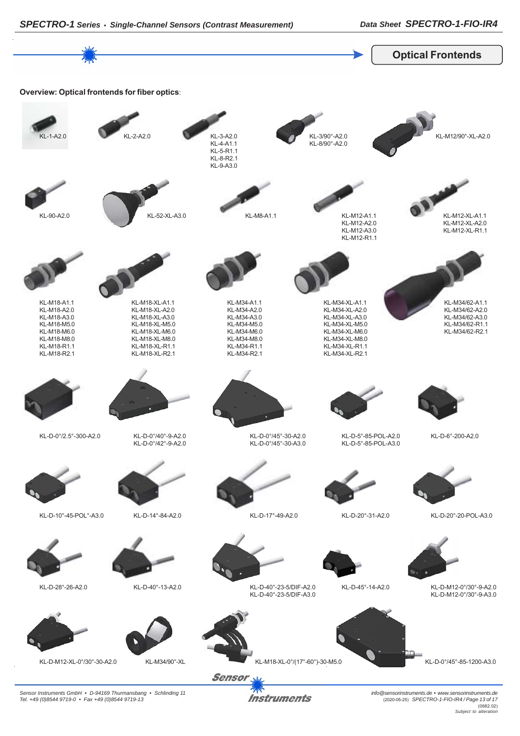## Optical Frontends

**Overview: Optical frontends for fiber optics**:

KL-1-A2.0

KL-2-A2.0

KL-3-A2.0
KL-4-A1.1
KL-5-R1.1
KL-8-R2.1
KL-9-A3.0

KL-3/90°-A2.0
KL-8/90°-A2.0

KL-M12/90°-XL-A2.0

KL-90-A2.0

KL-52-XL-A3.0

KL-M8-A1.1

KL-M12-A1.1
KL-M12-A2.0
KL-M12-A3.0
KL-M12-R1.1

KL-M12-XL-A1.1
KL-M12-XL-A2.0
KL-M12-XL-R1.1

KL-M18-A1.1
KL-M18-A2.0
KL-M18-A3.0
KL-M18-M5.0
KL-M18-M6.0
KL-M18-M8.0
KL-M18-R1.1
KL-M18-R2.1

KL-M18-XL-A1.1
KL-M18-XL-A2.0
KL-M18-XL-A3.0
KL-M18-XL-M5.0
KL-M18-XL-M6.0
KL-M18-XL-M8.0
KL-M18-XL-R1.1
KL-M18-XL-R2.1

KL-M34-A1.1
KL-M34-A2.0
KL-M34-A3.0
KL-M34-M5.0
KL-M34-M6.0
KL-M34-M8.0
KL-M34-R1.1
KL-M34-R2.1

KL-M34-XL-A1.1
KL-M34-XL-A2.0
KL-M34-XL-A3.0
KL-M34-XL-M5.0
KL-M34-XL-M6.0
KL-M34-XL-M8.0
KL-M34-XL-R1.1
KL-M34-XL-R2.1

KL-M34/62-A1.1
KL-M34/62-A2.0
KL-M34/62-A3.0
KL-M34/62-R1.1
KL-M34/62-R2.1

KL-D-0°/2.5°-300-A2.0

KL-D-0°/40°-9-A2.0
KL-D-0°/42°-9-A2.0

KL-D-0°/45°-30-A2.0
KL-D-0°/45°-30-A3.0

KL-D-5°-85-POL-A2.0
KL-D-5°-85-POL-A3.0

KL-D-6°-200-A2.0

KL-D-10°-45-POL°-A3.0

KL-D-14°-84-A2.0

KL-D-17°-49-A2.0

KL-D-20°-31-A2.0

KL-D-20°-20-POL-A3.0

KL-D-28°-26-A2.0

KL-D-40°-13-A2.0

KL-D-40°-23-5/DIF-A2.0
KL-D-40°-23-5/DIF-A3.0

KL-D-45°-14-A2.0

KL-D-M12-0°/30°-9-A2.0
KL-D-M12-0°/30°-9-A3.0

KL-D-M12-XL-0°/30°-30-A2.0

KL-M34/90°-XL

KL-M18-XL-0°/(17°-60°)-30-M5.0

KL-D-0°/45°-85-1200-A3.0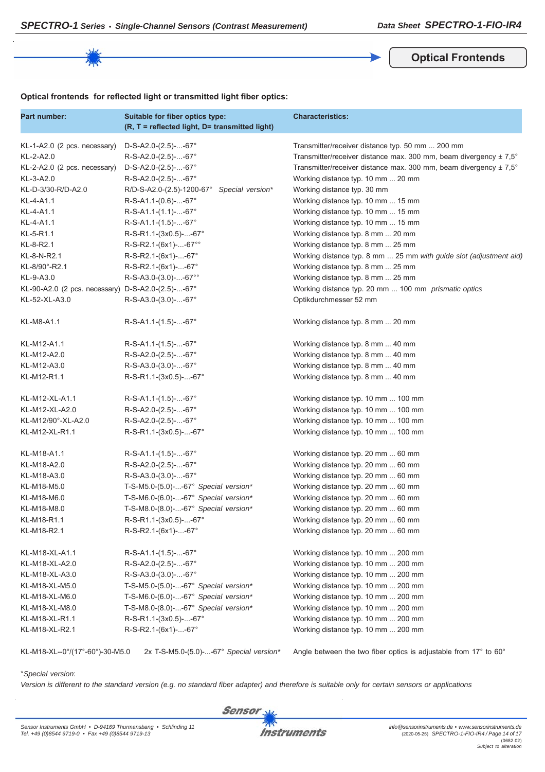## Optical Frontends

**Optical frontends for reflected light or transmitted light fiber optics:**

| Part number: | Suitable for fiber optics type: (R, T = reflected light, D= transmitted light) | Characteristics: |
|---|---|---|
| KL-1-A2.0 (2 pcs. necessary) | D-S-A2.0-(2.5)-...-67° | Transmitter/receiver distance typ. 50 mm ... 200 mm |
| KL-2-A2.0 | R-S-A2.0-(2.5)-...-67° | Transmitter/receiver distance max. 300 mm, beam divergency ± 7,5° |
| KL-2-A2.0 (2 pcs. necessary) | D-S-A2.0-(2.5)-...-67° | Transmitter/receiver distance max. 300 mm, beam divergency ± 7,5° |
| KL-3-A2.0 | R-S-A2.0-(2.5)-...-67° | Working distance typ. 10 mm ... 20 mm |
| KL-D-3/30-R/D-A2.0 | R/D-S-A2.0-(2.5)-1200-67° *Special version** | Working distance typ. 30 mm |
| KL-4-A1.1 | R-S-A1.1-(0.6)-...-67° | Working distance typ. 10 mm ... 15 mm |
| KL-4-A1.1 | R-S-A1.1-(1.1)-...-67° | Working distance typ. 10 mm ... 15 mm |
| KL-4-A1.1 | R-S-A1.1-(1.5)-...-67° | Working distance typ. 10 mm ... 15 mm |
| KL-5-R1.1 | R-S-R1.1-(3x0.5)-...-67° | Working distance typ. 8 mm ... 20 mm |
| KL-8-R2.1 | R-S-R2.1-(6x1)-...-67°° | Working distance typ. 8 mm ... 25 mm |
| KL-8-N-R2.1 | R-S-R2.1-(6x1)-...-67° | Working distance typ. 8 mm ... 25 mm *with guide slot (adjustment aid)* |
| KL-8/90°-R2.1 | R-S-R2.1-(6x1)-...-67° | Working distance typ. 8 mm ... 25 mm |
| KL-9-A3.0 | R-S-A3.0-(3.0)-...-67°° | Working distance typ. 8 mm ... 25 mm |
| KL-90-A2.0 (2 pcs. necessary) | D-S-A2.0-(2.5)-...-67° | Working distance typ. 20 mm ... 100 mm *prismatic optics* |
| KL-52-XL-A3.0 | R-S-A3.0-(3.0)-...-67° | Optikdurchmesser 52 mm |
| KL-M8-A1.1 | R-S-A1.1-(1.5)-...-67° | Working distance typ. 8 mm ... 20 mm |
| KL-M12-A1.1 | R-S-A1.1-(1.5)-...-67° | Working distance typ. 8 mm ... 40 mm |
| KL-M12-A2.0 | R-S-A2.0-(2.5)-...-67° | Working distance typ. 8 mm ... 40 mm |
| KL-M12-A3.0 | R-S-A3.0-(3.0)-...-67° | Working distance typ. 8 mm ... 40 mm |
| KL-M12-R1.1 | R-S-R1.1-(3x0.5)-...-67° | Working distance typ. 8 mm ... 40 mm |
| KL-M12-XL-A1.1 | R-S-A1.1-(1.5)-...-67° | Working distance typ. 10 mm ... 100 mm |
| KL-M12-XL-A2.0 | R-S-A2.0-(2.5)-...-67° | Working distance typ. 10 mm ... 100 mm |
| KL-M12/90°-XL-A2.0 | R-S-A2.0-(2.5)-...-67° | Working distance typ. 10 mm ... 100 mm |
| KL-M12-XL-R1.1 | R-S-R1.1-(3x0.5)-...-67° | Working distance typ. 10 mm ... 100 mm |
| KL-M18-A1.1 | R-S-A1.1-(1.5)-...-67° | Working distance typ. 20 mm ... 60 mm |
| KL-M18-A2.0 | R-S-A2.0-(2.5)-...-67° | Working distance typ. 20 mm ... 60 mm |
| KL-M18-A3.0 | R-S-A3.0-(3.0)-...-67° | Working distance typ. 20 mm ... 60 mm |
| KL-M18-M5.0 | T-S-M5.0-(5.0)-...-67° *Special version** | Working distance typ. 20 mm ... 60 mm |
| KL-M18-M6.0 | T-S-M6.0-(6.0)-...-67° *Special version** | Working distance typ. 20 mm ... 60 mm |
| KL-M18-M8.0 | T-S-M8.0-(8.0)-...-67° *Special version** | Working distance typ. 20 mm ... 60 mm |
| KL-M18-R1.1 | R-S-R1.1-(3x0.5)-...-67° | Working distance typ. 20 mm ... 60 mm |
| KL-M18-R2.1 | R-S-R2.1-(6x1)-...-67° | Working distance typ. 20 mm ... 60 mm |
| KL-M18-XL-A1.1 | R-S-A1.1-(1.5)-...-67° | Working distance typ. 10 mm ... 200 mm |
| KL-M18-XL-A2.0 | R-S-A2.0-(2.5)-...-67° | Working distance typ. 10 mm ... 200 mm |
| KL-M18-XL-A3.0 | R-S-A3.0-(3.0)-...-67° | Working distance typ. 10 mm ... 200 mm |
| KL-M18-XL-M5.0 | T-S-M5.0-(5.0)-...-67° *Special version** | Working distance typ. 10 mm ... 200 mm |
| KL-M18-XL-M6.0 | T-S-M6.0-(6.0)-...-67° *Special version** | Working distance typ. 10 mm ... 200 mm |
| KL-M18-XL-M8.0 | T-S-M8.0-(8.0)-...-67° *Special version** | Working distance typ. 10 mm ... 200 mm |
| KL-M18-XL-R1.1 | R-S-R1.1-(3x0.5)-...-67° | Working distance typ. 10 mm ... 200 mm |
| KL-M18-XL-R2.1 | R-S-R2.1-(6x1)-...-67° | Working distance typ. 10 mm ... 200 mm |
| KL-M18-XL--0°/(17°-60°)-30-M5.0 | 2x T-S-M5.0-(5.0)-...-67° *Special version** | Angle between the two fiber optics is adjustable from 17° to 60° |

**Special version*:*

*Version is different to the standard version (e.g. no standard fiber adapter) and therefore is suitable only for certain sensors or applications*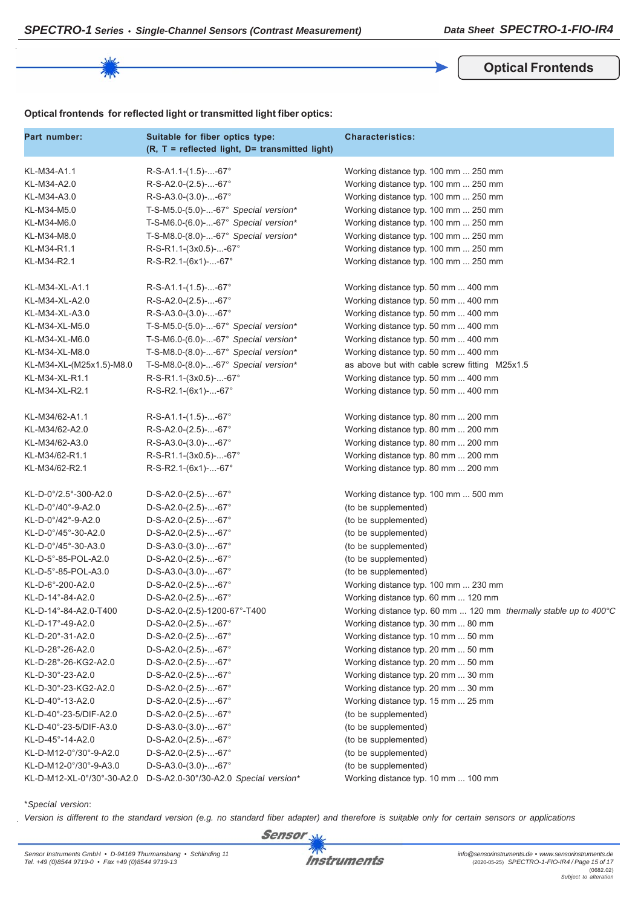## Optical Frontends

**Optical frontends for reflected light or transmitted light fiber optics:**

| Part number: | Suitable for fiber optics type: (R, T = reflected light, D= transmitted light) | Characteristics: |
|---|---|---|
| KL-M34-A1.1 | R-S-A1.1-(1.5)-...-67° | Working distance typ. 100 mm ... 250 mm |
| KL-M34-A2.0 | R-S-A2.0-(2.5)-...-67° | Working distance typ. 100 mm ... 250 mm |
| KL-M34-A3.0 | R-S-A3.0-(3.0)-...-67° | Working distance typ. 100 mm ... 250 mm |
| KL-M34-M5.0 | T-S-M5.0-(5.0)-...-67° *Special version** | Working distance typ. 100 mm ... 250 mm |
| KL-M34-M6.0 | T-S-M6.0-(6.0)-...-67° *Special version** | Working distance typ. 100 mm ... 250 mm |
| KL-M34-M8.0 | T-S-M8.0-(8.0)-...-67° *Special version** | Working distance typ. 100 mm ... 250 mm |
| KL-M34-R1.1 | R-S-R1.1-(3x0.5)-...-67° | Working distance typ. 100 mm ... 250 mm |
| KL-M34-R2.1 | R-S-R2.1-(6x1)-...-67° | Working distance typ. 100 mm ... 250 mm |
| | | |
| KL-M34-XL-A1.1 | R-S-A1.1-(1.5)-...-67° | Working distance typ. 50 mm ... 400 mm |
| KL-M34-XL-A2.0 | R-S-A2.0-(2.5)-...-67° | Working distance typ. 50 mm ... 400 mm |
| KL-M34-XL-A3.0 | R-S-A3.0-(3.0)-...-67° | Working distance typ. 50 mm ... 400 mm |
| KL-M34-XL-M5.0 | T-S-M5.0-(5.0)-...-67° *Special version** | Working distance typ. 50 mm ... 400 mm |
| KL-M34-XL-M6.0 | T-S-M6.0-(6.0)-...-67° *Special version** | Working distance typ. 50 mm ... 400 mm |
| KL-M34-XL-M8.0 | T-S-M8.0-(8.0)-...-67° *Special version** | Working distance typ. 50 mm ... 400 mm |
| KL-M34-XL-(M25x1.5)-M8.0 | T-S-M8.0-(8.0)-...-67° *Special version** | as above but with cable screw fitting M25x1.5 |
| KL-M34-XL-R1.1 | R-S-R1.1-(3x0.5)-...-67° | Working distance typ. 50 mm ... 400 mm |
| KL-M34-XL-R2.1 | R-S-R2.1-(6x1)-...-67° | Working distance typ. 50 mm ... 400 mm |
| | | |
| KL-M34/62-A1.1 | R-S-A1.1-(1.5)-...-67° | Working distance typ. 80 mm ... 200 mm |
| KL-M34/62-A2.0 | R-S-A2.0-(2.5)-...-67° | Working distance typ. 80 mm ... 200 mm |
| KL-M34/62-A3.0 | R-S-A3.0-(3.0)-...-67° | Working distance typ. 80 mm ... 200 mm |
| KL-M34/62-R1.1 | R-S-R1.1-(3x0.5)-...-67° | Working distance typ. 80 mm ... 200 mm |
| KL-M34/62-R2.1 | R-S-R2.1-(6x1)-...-67° | Working distance typ. 80 mm ... 200 mm |
| | | |
| KL-D-0°/2.5°-300-A2.0 | D-S-A2.0-(2.5)-...-67° | Working distance typ. 100 mm ... 500 mm |
| KL-D-0°/40°-9-A2.0 | D-S-A2.0-(2.5)-...-67° | (to be supplemented) |
| KL-D-0°/42°-9-A2.0 | D-S-A2.0-(2.5)-...-67° | (to be supplemented) |
| KL-D-0°/45°-30-A2.0 | D-S-A2.0-(2.5)-...-67° | (to be supplemented) |
| KL-D-0°/45°-30-A3.0 | D-S-A3.0-(3.0)-...-67° | (to be supplemented) |
| KL-D-5°-85-POL-A2.0 | D-S-A2.0-(2.5)-...-67° | (to be supplemented) |
| KL-D-5°-85-POL-A3.0 | D-S-A3.0-(3.0)-...-67° | (to be supplemented) |
| KL-D-6°-200-A2.0 | D-S-A2.0-(2.5)-...-67° | Working distance typ. 100 mm ... 230 mm |
| KL-D-14°-84-A2.0 | D-S-A2.0-(2.5)-...-67° | Working distance typ. 60 mm ... 120 mm |
| KL-D-14°-84-A2.0-T400 | D-S-A2.0-(2.5)-1200-67°-T400 | Working distance typ. 60 mm ... 120 mm *thermally stable up to 400°C* |
| KL-D-17°-49-A2.0 | D-S-A2.0-(2.5)-...-67° | Working distance typ. 30 mm ... 80 mm |
| KL-D-20°-31-A2.0 | D-S-A2.0-(2.5)-...-67° | Working distance typ. 10 mm ... 50 mm |
| KL-D-28°-26-A2.0 | D-S-A2.0-(2.5)-...-67° | Working distance typ. 20 mm ... 50 mm |
| KL-D-28°-26-KG2-A2.0 | D-S-A2.0-(2.5)-...-67° | Working distance typ. 20 mm ... 50 mm |
| KL-D-30°-23-A2.0 | D-S-A2.0-(2.5)-...-67° | Working distance typ. 20 mm ... 30 mm |
| KL-D-30°-23-KG2-A2.0 | D-S-A2.0-(2.5)-...-67° | Working distance typ. 20 mm ... 30 mm |
| KL-D-40°-13-A2.0 | D-S-A2.0-(2.5)-...-67° | Working distance typ. 15 mm ... 25 mm |
| KL-D-40°-23-5/DIF-A2.0 | D-S-A2.0-(2.5)-...-67° | (to be supplemented) |
| KL-D-40°-23-5/DIF-A3.0 | D-S-A3.0-(3.0)-...-67° | (to be supplemented) |
| KL-D-45°-14-A2.0 | D-S-A2.0-(2.5)-...-67° | (to be supplemented) |
| KL-D-M12-0°/30°-9-A2.0 | D-S-A2.0-(2.5)-...-67° | (to be supplemented) |
| KL-D-M12-0°/30°-9-A3.0 | D-S-A3.0-(3.0)-...-67° | (to be supplemented) |
| KL-D-M12-XL-0°/30°-30-A2.0 | D-S-A2.0-30°/30-A2.0 *Special version** | Working distance typ. 10 mm ... 100 mm |

**Special version*:*

*Version is different to the standard version (e.g. no standard fiber adapter) and therefore is suitable only for certain sensors or applications*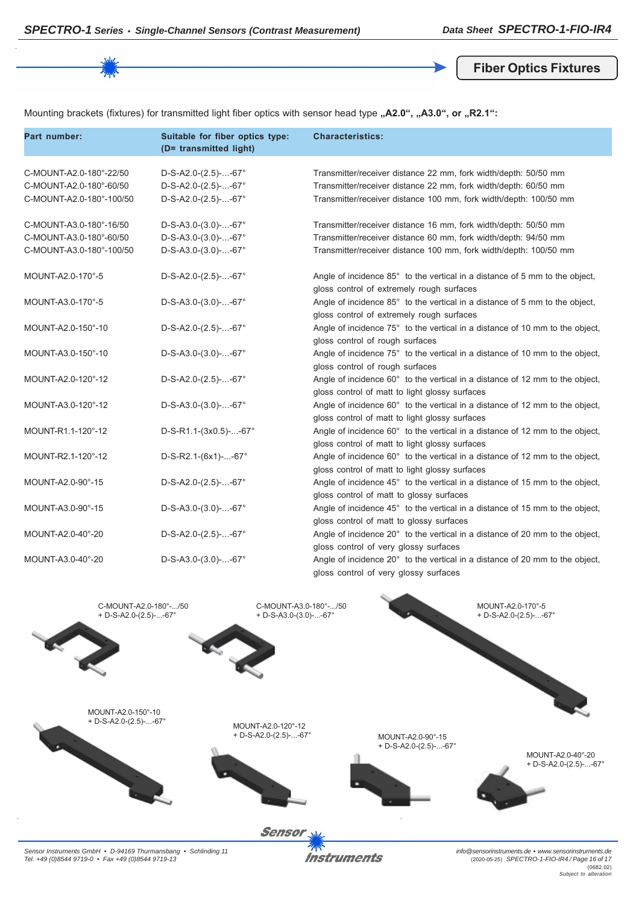## Fiber Optics Fixtures

Mounting brackets (fixtures) for transmitted light fiber optics with sensor head type **„A2.0", „A3.0", or „R2.1":**

| Part number: | Suitable for fiber optics type: (D= transmitted light) | Characteristics: |
|---|---|---|
| C-MOUNT-A2.0-180°-22/50 | D-S-A2.0-(2.5)-...-67° | Transmitter/receiver distance 22 mm, fork width/depth: 50/50 mm |
| C-MOUNT-A2.0-180°-60/50 | D-S-A2.0-(2.5)-...-67° | Transmitter/receiver distance 22 mm, fork width/depth: 60/50 mm |
| C-MOUNT-A2.0-180°-100/50 | D-S-A2.0-(2.5)-...-67° | Transmitter/receiver distance 100 mm, fork width/depth: 100/50 mm |
| C-MOUNT-A3.0-180°-16/50 | D-S-A3.0-(3.0)-...-67° | Transmitter/receiver distance 16 mm, fork width/depth: 50/50 mm |
| C-MOUNT-A3.0-180°-60/50 | D-S-A3.0-(3.0)-...-67° | Transmitter/receiver distance 60 mm, fork width/depth: 94/50 mm |
| C-MOUNT-A3.0-180°-100/50 | D-S-A3.0-(3.0)-...-67° | Transmitter/receiver distance 100 mm, fork width/depth: 100/50 mm |
| MOUNT-A2.0-170°-5 | D-S-A2.0-(2.5)-...-67° | Angle of incidence 85° to the vertical in a distance of 5 mm to the object, gloss control of extremely rough surfaces |
| MOUNT-A3.0-170°-5 | D-S-A3.0-(3.0)-...-67° | Angle of incidence 85° to the vertical in a distance of 5 mm to the object, gloss control of extremely rough surfaces |
| MOUNT-A2.0-150°-10 | D-S-A2.0-(2.5)-...-67° | Angle of incidence 75° to the vertical in a distance of 10 mm to the object, gloss control of rough surfaces |
| MOUNT-A3.0-150°-10 | D-S-A3.0-(3.0)-...-67° | Angle of incidence 75° to the vertical in a distance of 10 mm to the object, gloss control of rough surfaces |
| MOUNT-A2.0-120°-12 | D-S-A2.0-(2.5)-...-67° | Angle of incidence 60° to the vertical in a distance of 12 mm to the object, gloss control of matt to light glossy surfaces |
| MOUNT-A3.0-120°-12 | D-S-A3.0-(3.0)-...-67° | Angle of incidence 60° to the vertical in a distance of 12 mm to the object, gloss control of matt to light glossy surfaces |
| MOUNT-R1.1-120°-12 | D-S-R1.1-(3x0.5)-...-67° | Angle of incidence 60° to the vertical in a distance of 12 mm to the object, gloss control of matt to light glossy surfaces |
| MOUNT-R2.1-120°-12 | D-S-R2.1-(6x1)-...-67° | Angle of incidence 60° to the vertical in a distance of 12 mm to the object, gloss control of matt to light glossy surfaces |
| MOUNT-A2.0-90°-15 | D-S-A2.0-(2.5)-...-67° | Angle of incidence 45° to the vertical in a distance of 15 mm to the object, gloss control of matt to glossy surfaces |
| MOUNT-A3.0-90°-15 | D-S-A3.0-(3.0)-...-67° | Angle of incidence 45° to the vertical in a distance of 15 mm to the object, gloss control of matt to glossy surfaces |
| MOUNT-A2.0-40°-20 | D-S-A2.0-(2.5)-...-67° | Angle of incidence 20° to the vertical in a distance of 20 mm to the object, gloss control of very glossy surfaces |
| MOUNT-A3.0-40°-20 | D-S-A3.0-(3.0)-...-67° | Angle of incidence 20° to the vertical in a distance of 20 mm to the object, gloss control of very glossy surfaces |

C-MOUNT-A2.0-180°-.../50
+ D-S-A2.0-(2.5)-...-67°

C-MOUNT-A3.0-180°-.../50
+ D-S-A3.0-(3.0)-...-67°

MOUNT-A2.0-170°-5
+ D-S-A2.0-(2.5)-...-67°

MOUNT-A2.0-150°-10
+ D-S-A2.0-(2.5)-...-67°

MOUNT-A2.0-120°-12
+ D-S-A2.0-(2.5)-...-67°

MOUNT-A2.0-90°-15
+ D-S-A2.0-(2.5)-...-67°

MOUNT-A2.0-40°-20
+ D-S-A2.0-(2.5)-...-67°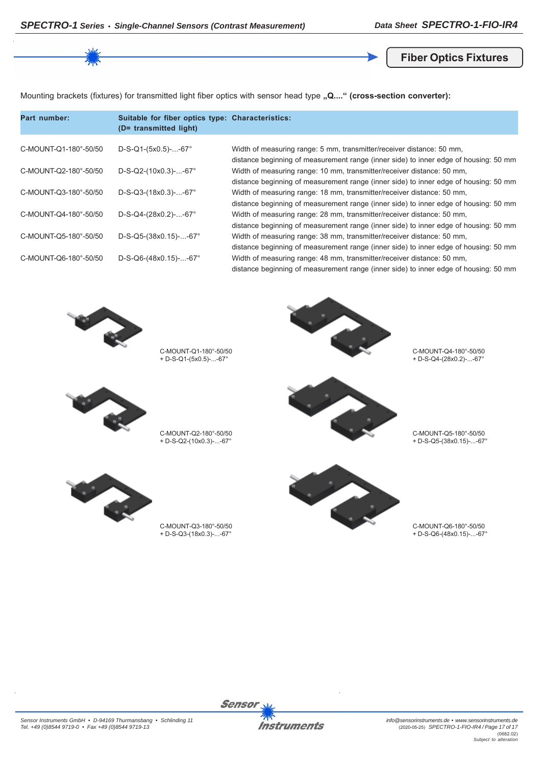## Fiber Optics Fixtures

Mounting brackets (fixtures) for transmitted light fiber optics with sensor head type **„Q....“ (cross-section converter):**

| Part number: | Suitable for fiber optics type: (D= transmitted light) | Characteristics: |
|---|---|---|
| C-MOUNT-Q1-180°-50/50 | D-S-Q1-(5x0.5)-...-67° | Width of measuring range: 5 mm, transmitter/receiver distance: 50 mm, distance beginning of measurement range (inner side) to inner edge of housing: 50 mm |
| C-MOUNT-Q2-180°-50/50 | D-S-Q2-(10x0.3)-...-67° | Width of measuring range: 10 mm, transmitter/receiver distance: 50 mm, distance beginning of measurement range (inner side) to inner edge of housing: 50 mm |
| C-MOUNT-Q3-180°-50/50 | D-S-Q3-(18x0.3)-...-67° | Width of measuring range: 18 mm, transmitter/receiver distance: 50 mm, distance beginning of measurement range (inner side) to inner edge of housing: 50 mm |
| C-MOUNT-Q4-180°-50/50 | D-S-Q4-(28x0.2)-...-67° | Width of measuring range: 28 mm, transmitter/receiver distance: 50 mm, distance beginning of measurement range (inner side) to inner edge of housing: 50 mm |
| C-MOUNT-Q5-180°-50/50 | D-S-Q5-(38x0.15)-...-67° | Width of measuring range: 38 mm, transmitter/receiver distance: 50 mm, distance beginning of measurement range (inner side) to inner edge of housing: 50 mm |
| C-MOUNT-Q6-180°-50/50 | D-S-Q6-(48x0.15)-...-67° | Width of measuring range: 48 mm, transmitter/receiver distance: 50 mm, distance beginning of measurement range (inner side) to inner edge of housing: 50 mm |

C-MOUNT-Q1-180°-50/50
+ D-S-Q1-(5x0.5)-...-67°

C-MOUNT-Q2-180°-50/50
+ D-S-Q2-(10x0.3)-...-67°

C-MOUNT-Q3-180°-50/50
+ D-S-Q3-(18x0.3)-...-67°

C-MOUNT-Q4-180°-50/50
+ D-S-Q4-(28x0.2)-...-67°

C-MOUNT-Q5-180°-50/50
+ D-S-Q5-(38x0.15)-...-67°

C-MOUNT-Q6-180°-50/50
+ D-S-Q6-(48x0.15)-...-67°